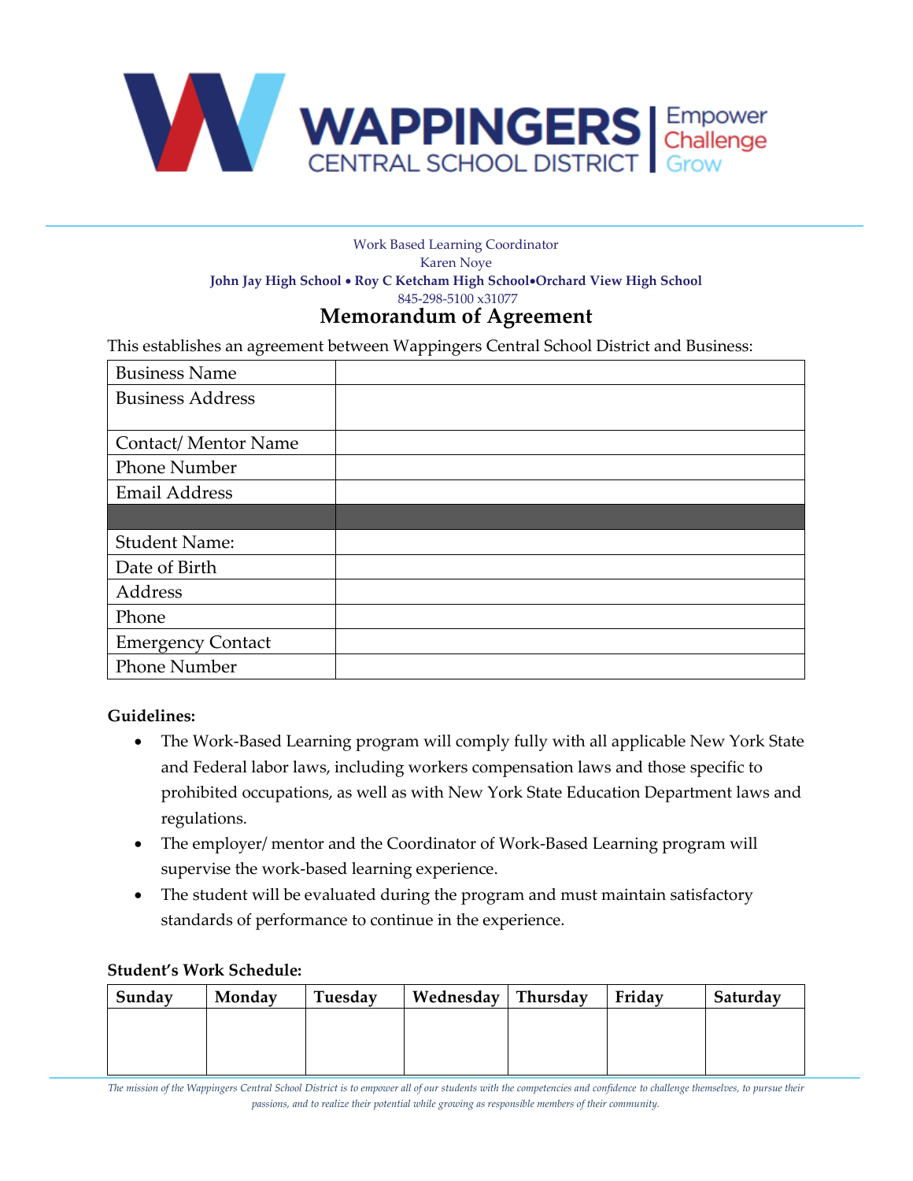WAPPINGERS CENTRAL SCHOOL DISTRICT | Empower Challenge Grow

Work Based Learning Coordinator
Karen Noye
**John Jay High School • Roy C Ketcham High School•Orchard View High School**
845-298-5100 x31077

# Memorandum of Agreement

This establishes an agreement between Wappingers Central School District and Business:

| | |
|---|---|
| Business Name | |
| Business Address | |
| Contact/ Mentor Name | |
| Phone Number | |
| Email Address | |
| | |
| Student Name: | |
| Date of Birth | |
| Address | |
| Phone | |
| Emergency Contact | |
| Phone Number | |

**Guidelines:**

- The Work-Based Learning program will comply fully with all applicable New York State and Federal labor laws, including workers compensation laws and those specific to prohibited occupations, as well as with New York State Education Department laws and regulations.
- The employer/ mentor and the Coordinator of Work-Based Learning program will supervise the work-based learning experience.
- The student will be evaluated during the program and must maintain satisfactory standards of performance to continue in the experience.

**Student's Work Schedule:**

| Sunday | Monday | Tuesday | Wednesday | Thursday | Friday | Saturday |
|---|---|---|---|---|---|---|
| | | | | | | |

*The mission of the Wappingers Central School District is to empower all of our students with the competencies and confidence to challenge themselves, to pursue their passions, and to realize their potential while growing as responsible members of their community.*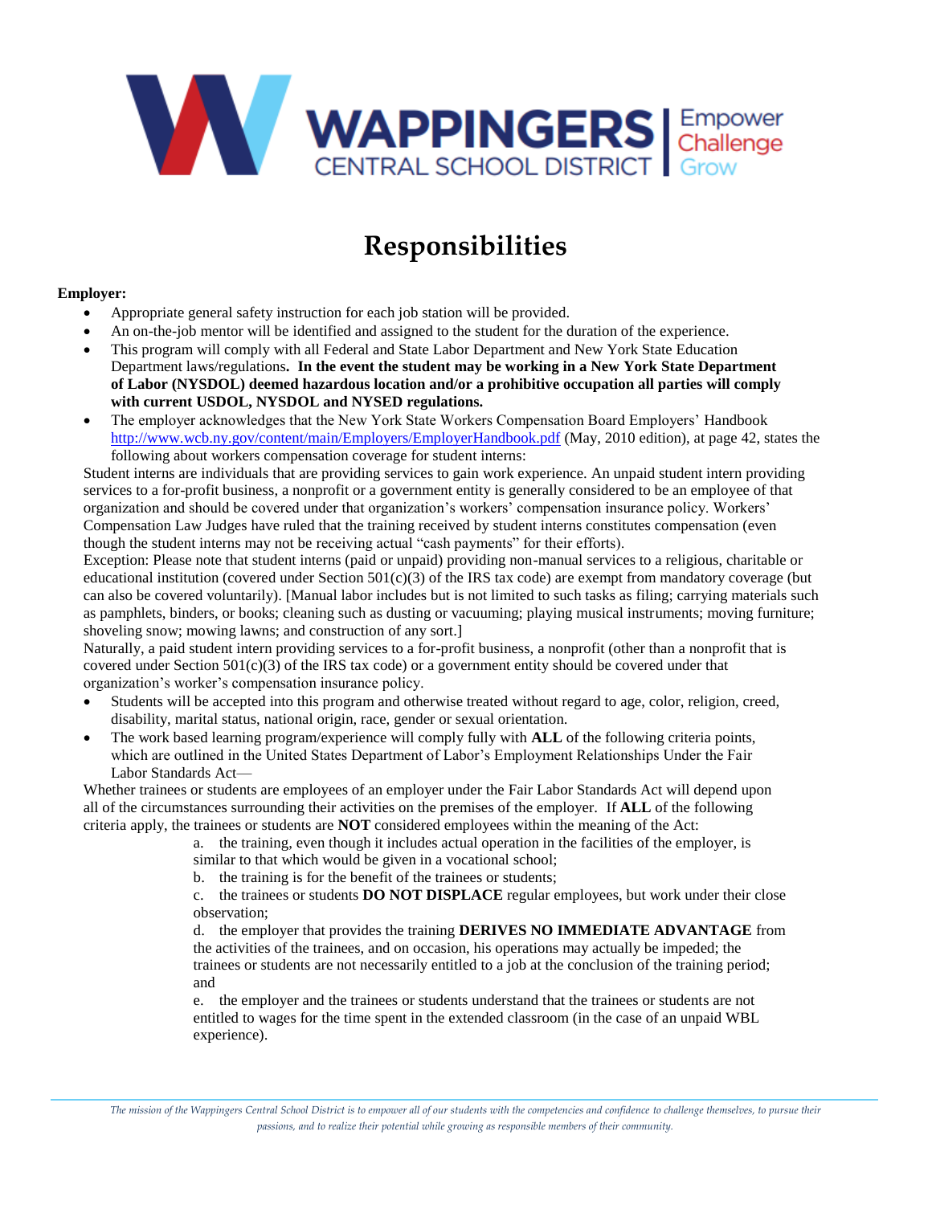WAPPINGERS CENTRAL SCHOOL DISTRICT | Empower Challenge Grow

# Responsibilities

**Employer:**

- Appropriate general safety instruction for each job station will be provided.
- An on-the-job mentor will be identified and assigned to the student for the duration of the experience.
- This program will comply with all Federal and State Labor Department and New York State Education Department laws/regulations**. In the event the student may be working in a New York State Department of Labor (NYSDOL) deemed hazardous location and/or a prohibitive occupation all parties will comply with current USDOL, NYSDOL and NYSED regulations.**
- The employer acknowledges that the New York State Workers Compensation Board Employers' Handbook http://www.wcb.ny.gov/content/main/Employers/EmployerHandbook.pdf (May, 2010 edition), at page 42, states the following about workers compensation coverage for student interns:

Student interns are individuals that are providing services to gain work experience. An unpaid student intern providing services to a for-profit business, a nonprofit or a government entity is generally considered to be an employee of that organization and should be covered under that organization's workers' compensation insurance policy. Workers' Compensation Law Judges have ruled that the training received by student interns constitutes compensation (even though the student interns may not be receiving actual "cash payments" for their efforts).

Exception: Please note that student interns (paid or unpaid) providing non-manual services to a religious, charitable or educational institution (covered under Section 501(c)(3) of the IRS tax code) are exempt from mandatory coverage (but can also be covered voluntarily). [Manual labor includes but is not limited to such tasks as filing; carrying materials such as pamphlets, binders, or books; cleaning such as dusting or vacuuming; playing musical instruments; moving furniture; shoveling snow; mowing lawns; and construction of any sort.]

Naturally, a paid student intern providing services to a for-profit business, a nonprofit (other than a nonprofit that is covered under Section 501(c)(3) of the IRS tax code) or a government entity should be covered under that organization's worker's compensation insurance policy.

- Students will be accepted into this program and otherwise treated without regard to age, color, religion, creed, disability, marital status, national origin, race, gender or sexual orientation.
- The work based learning program/experience will comply fully with **ALL** of the following criteria points, which are outlined in the United States Department of Labor's Employment Relationships Under the Fair Labor Standards Act—

Whether trainees or students are employees of an employer under the Fair Labor Standards Act will depend upon all of the circumstances surrounding their activities on the premises of the employer. If **ALL** of the following criteria apply, the trainees or students are **NOT** considered employees within the meaning of the Act:

a. the training, even though it includes actual operation in the facilities of the employer, is similar to that which would be given in a vocational school;

b. the training is for the benefit of the trainees or students;

c. the trainees or students **DO NOT DISPLACE** regular employees, but work under their close observation;

d. the employer that provides the training **DERIVES NO IMMEDIATE ADVANTAGE** from the activities of the trainees, and on occasion, his operations may actually be impeded; the trainees or students are not necessarily entitled to a job at the conclusion of the training period; and

e. the employer and the trainees or students understand that the trainees or students are not entitled to wages for the time spent in the extended classroom (in the case of an unpaid WBL experience).

*The mission of the Wappingers Central School District is to empower all of our students with the competencies and confidence to challenge themselves, to pursue their passions, and to realize their potential while growing as responsible members of their community.*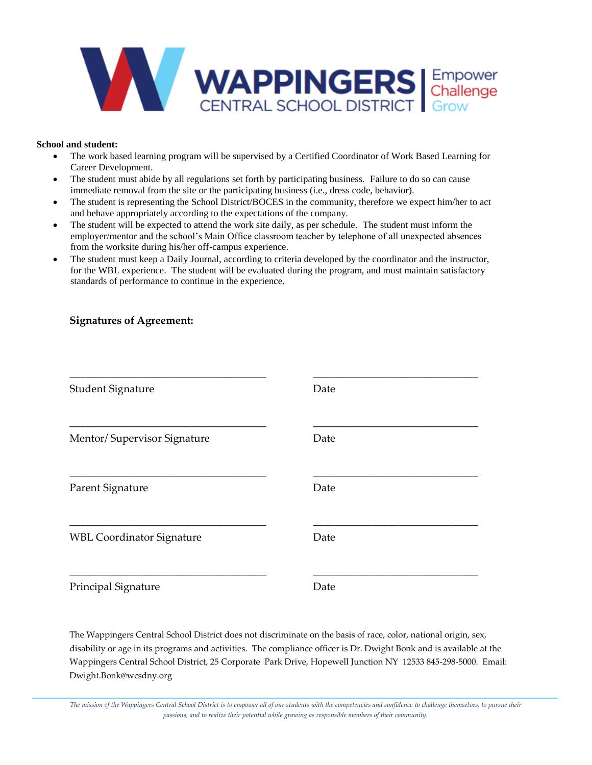**School and student:**

- The work based learning program will be supervised by a Certified Coordinator of Work Based Learning for Career Development.
- The student must abide by all regulations set forth by participating business. Failure to do so can cause immediate removal from the site or the participating business (i.e., dress code, behavior).
- The student is representing the School District/BOCES in the community, therefore we expect him/her to act and behave appropriately according to the expectations of the company.
- The student will be expected to attend the work site daily, as per schedule. The student must inform the employer/mentor and the school's Main Office classroom teacher by telephone of all unexpected absences from the worksite during his/her off-campus experience.
- The student must keep a Daily Journal, according to criteria developed by the coordinator and the instructor, for the WBL experience. The student will be evaluated during the program, and must maintain satisfactory standards of performance to continue in the experience.

**Signatures of Agreement:**

| | |
|---|---|
| ___________________________________ | ______________________________ |
| Student Signature | Date |
| ___________________________________ | ______________________________ |
| Mentor/ Supervisor Signature | Date |
| ___________________________________ | ______________________________ |
| Parent Signature | Date |
| ___________________________________ | ______________________________ |
| WBL Coordinator Signature | Date |
| ___________________________________ | ______________________________ |
| Principal Signature | Date |

The Wappingers Central School District does not discriminate on the basis of race, color, national origin, sex, disability or age in its programs and activities. The compliance officer is Dr. Dwight Bonk and is available at the Wappingers Central School District, 25 Corporate Park Drive, Hopewell Junction NY 12533 845-298-5000. Email: Dwight.Bonk@wcsdny.org

*The mission of the Wappingers Central School District is to empower all of our students with the competencies and confidence to challenge themselves, to pursue their passions, and to realize their potential while growing as responsible members of their community.*